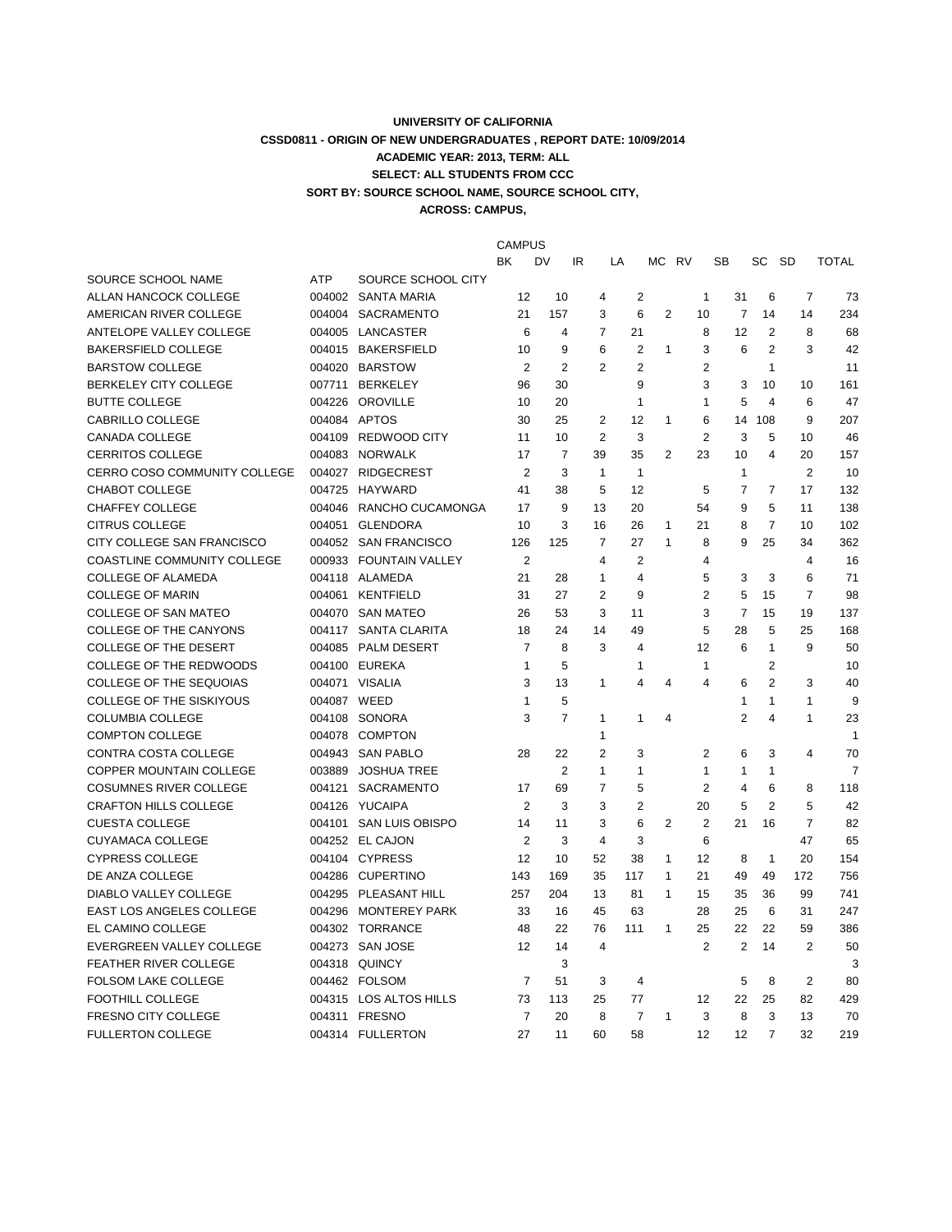**UNIVERSITY OF CALIFORNIA**

**CSSD0811 - ORIGIN OF NEW UNDERGRADUATES , REPORT DATE: 10/09/2014**

**ACADEMIC YEAR: 2013, TERM: ALL**

**SELECT: ALL STUDENTS FROM CCC**

**SORT BY: SOURCE SCHOOL NAME, SOURCE SCHOOL CITY,**

**ACROSS: CAMPUS,**

| | | | CAMPUS | | | | | | | | | |
|---|---|---|---|---|---|---|---|---|---|---|---|---|
| | | | BK | DV | IR | LA | MC | RV | SB | SC | SD | TOTAL |
| SOURCE SCHOOL NAME | ATP | SOURCE SCHOOL CITY | | | | | | | | | | |
| ALLAN HANCOCK COLLEGE | 004002 | SANTA MARIA | 12 | 10 | 4 | 2 | | 1 | 31 | 6 | 7 | 73 |
| AMERICAN RIVER COLLEGE | 004004 | SACRAMENTO | 21 | 157 | 3 | 6 | 2 | 10 | 7 | 14 | 14 | 234 |
| ANTELOPE VALLEY COLLEGE | 004005 | LANCASTER | 6 | 4 | 7 | 21 | | 8 | 12 | 2 | 8 | 68 |
| BAKERSFIELD COLLEGE | 004015 | BAKERSFIELD | 10 | 9 | 6 | 2 | 1 | 3 | 6 | 2 | 3 | 42 |
| BARSTOW COLLEGE | 004020 | BARSTOW | 2 | 2 | 2 | 2 | | 2 | | 1 | | 11 |
| BERKELEY CITY COLLEGE | 007711 | BERKELEY | 96 | 30 | | 9 | | 3 | 3 | 10 | 10 | 161 |
| BUTTE COLLEGE | 004226 | OROVILLE | 10 | 20 | | 1 | | 1 | 5 | 4 | 6 | 47 |
| CABRILLO COLLEGE | 004084 | APTOS | 30 | 25 | 2 | 12 | 1 | 6 | 14 | 108 | 9 | 207 |
| CANADA COLLEGE | 004109 | REDWOOD CITY | 11 | 10 | 2 | 3 | | 2 | 3 | 5 | 10 | 46 |
| CERRITOS COLLEGE | 004083 | NORWALK | 17 | 7 | 39 | 35 | 2 | 23 | 10 | 4 | 20 | 157 |
| CERRO COSO COMMUNITY COLLEGE | 004027 | RIDGECREST | 2 | 3 | 1 | 1 | | | 1 | | 2 | 10 |
| CHABOT COLLEGE | 004725 | HAYWARD | 41 | 38 | 5 | 12 | | 5 | 7 | 7 | 17 | 132 |
| CHAFFEY COLLEGE | 004046 | RANCHO CUCAMONGA | 17 | 9 | 13 | 20 | | 54 | 9 | 5 | 11 | 138 |
| CITRUS COLLEGE | 004051 | GLENDORA | 10 | 3 | 16 | 26 | 1 | 21 | 8 | 7 | 10 | 102 |
| CITY COLLEGE SAN FRANCISCO | 004052 | SAN FRANCISCO | 126 | 125 | 7 | 27 | 1 | 8 | 9 | 25 | 34 | 362 |
| COASTLINE COMMUNITY COLLEGE | 000933 | FOUNTAIN VALLEY | 2 | | 4 | 2 | | 4 | | | 4 | 16 |
| COLLEGE OF ALAMEDA | 004118 | ALAMEDA | 21 | 28 | 1 | 4 | | 5 | 3 | 3 | 6 | 71 |
| COLLEGE OF MARIN | 004061 | KENTFIELD | 31 | 27 | 2 | 9 | | 2 | 5 | 15 | 7 | 98 |
| COLLEGE OF SAN MATEO | 004070 | SAN MATEO | 26 | 53 | 3 | 11 | | 3 | 7 | 15 | 19 | 137 |
| COLLEGE OF THE CANYONS | 004117 | SANTA CLARITA | 18 | 24 | 14 | 49 | | 5 | 28 | 5 | 25 | 168 |
| COLLEGE OF THE DESERT | 004085 | PALM DESERT | 7 | 8 | 3 | 4 | | 12 | 6 | 1 | 9 | 50 |
| COLLEGE OF THE REDWOODS | 004100 | EUREKA | 1 | 5 | | 1 | | 1 | | 2 | | 10 |
| COLLEGE OF THE SEQUOIAS | 004071 | VISALIA | 3 | 13 | 1 | 4 | 4 | 4 | 6 | 2 | 3 | 40 |
| COLLEGE OF THE SISKIYOUS | 004087 | WEED | 1 | 5 | | | | | 1 | 1 | 1 | 9 |
| COLUMBIA COLLEGE | 004108 | SONORA | 3 | 7 | 1 | 1 | 4 | | 2 | 4 | 1 | 23 |
| COMPTON COLLEGE | 004078 | COMPTON | | | 1 | | | | | | | 1 |
| CONTRA COSTA COLLEGE | 004943 | SAN PABLO | 28 | 22 | 2 | 3 | | 2 | 6 | 3 | 4 | 70 |
| COPPER MOUNTAIN COLLEGE | 003889 | JOSHUA TREE | | 2 | 1 | 1 | | 1 | 1 | 1 | | 7 |
| COSUMNES RIVER COLLEGE | 004121 | SACRAMENTO | 17 | 69 | 7 | 5 | | 2 | 4 | 6 | 8 | 118 |
| CRAFTON HILLS COLLEGE | 004126 | YUCAIPA | 2 | 3 | 3 | 2 | | 20 | 5 | 2 | 5 | 42 |
| CUESTA COLLEGE | 004101 | SAN LUIS OBISPO | 14 | 11 | 3 | 6 | 2 | 2 | 21 | 16 | 7 | 82 |
| CUYAMACA COLLEGE | 004252 | EL CAJON | 2 | 3 | 4 | 3 | | 6 | | | 47 | 65 |
| CYPRESS COLLEGE | 004104 | CYPRESS | 12 | 10 | 52 | 38 | 1 | 12 | 8 | 1 | 20 | 154 |
| DE ANZA COLLEGE | 004286 | CUPERTINO | 143 | 169 | 35 | 117 | 1 | 21 | 49 | 49 | 172 | 756 |
| DIABLO VALLEY COLLEGE | 004295 | PLEASANT HILL | 257 | 204 | 13 | 81 | 1 | 15 | 35 | 36 | 99 | 741 |
| EAST LOS ANGELES COLLEGE | 004296 | MONTEREY PARK | 33 | 16 | 45 | 63 | | 28 | 25 | 6 | 31 | 247 |
| EL CAMINO COLLEGE | 004302 | TORRANCE | 48 | 22 | 76 | 111 | 1 | 25 | 22 | 22 | 59 | 386 |
| EVERGREEN VALLEY COLLEGE | 004273 | SAN JOSE | 12 | 14 | 4 | | | 2 | 2 | 14 | 2 | 50 |
| FEATHER RIVER COLLEGE | 004318 | QUINCY | | 3 | | | | | | | | 3 |
| FOLSOM LAKE COLLEGE | 004462 | FOLSOM | 7 | 51 | 3 | 4 | | | 5 | 8 | 2 | 80 |
| FOOTHILL COLLEGE | 004315 | LOS ALTOS HILLS | 73 | 113 | 25 | 77 | | 12 | 22 | 25 | 82 | 429 |
| FRESNO CITY COLLEGE | 004311 | FRESNO | 7 | 20 | 8 | 7 | 1 | 3 | 8 | 3 | 13 | 70 |
| FULLERTON COLLEGE | 004314 | FULLERTON | 27 | 11 | 60 | 58 | | 12 | 12 | 7 | 32 | 219 |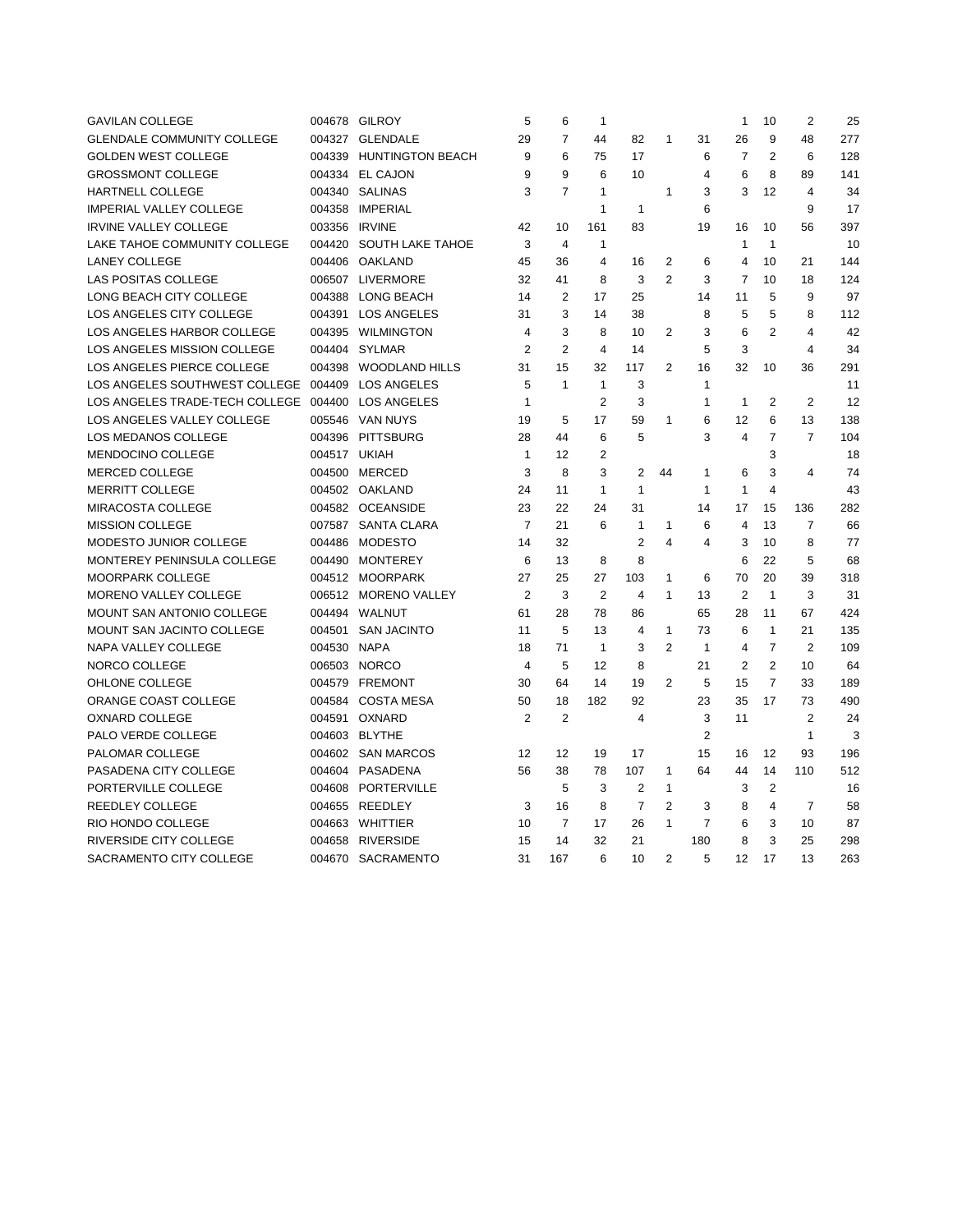| | | | | | | | | | | | | | |
|---|---|---|---|---|---|---|---|---|---|---|---|---|---|
| GAVILAN COLLEGE | 004678 | GILROY | 5 | 6 | 1 | | | | 1 | 10 | 2 | 25 |
| GLENDALE COMMUNITY COLLEGE | 004327 | GLENDALE | 29 | 7 | 44 | 82 | 1 | 31 | 26 | 9 | 48 | 277 |
| GOLDEN WEST COLLEGE | 004339 | HUNTINGTON BEACH | 9 | 6 | 75 | 17 | | 6 | 7 | 2 | 6 | 128 |
| GROSSMONT COLLEGE | 004334 | EL CAJON | 9 | 9 | 6 | 10 | | 4 | 6 | 8 | 89 | 141 |
| HARTNELL COLLEGE | 004340 | SALINAS | 3 | 7 | 1 | | 1 | 3 | 3 | 12 | 4 | 34 |
| IMPERIAL VALLEY COLLEGE | 004358 | IMPERIAL | | | 1 | 1 | | 6 | | | 9 | 17 |
| IRVINE VALLEY COLLEGE | 003356 | IRVINE | 42 | 10 | 161 | 83 | | 19 | 16 | 10 | 56 | 397 |
| LAKE TAHOE COMMUNITY COLLEGE | 004420 | SOUTH LAKE TAHOE | 3 | 4 | 1 | | | | 1 | 1 | | 10 |
| LANEY COLLEGE | 004406 | OAKLAND | 45 | 36 | 4 | 16 | 2 | 6 | 4 | 10 | 21 | 144 |
| LAS POSITAS COLLEGE | 006507 | LIVERMORE | 32 | 41 | 8 | 3 | 2 | 3 | 7 | 10 | 18 | 124 |
| LONG BEACH CITY COLLEGE | 004388 | LONG BEACH | 14 | 2 | 17 | 25 | | 14 | 11 | 5 | 9 | 97 |
| LOS ANGELES CITY COLLEGE | 004391 | LOS ANGELES | 31 | 3 | 14 | 38 | | 8 | 5 | 5 | 8 | 112 |
| LOS ANGELES HARBOR COLLEGE | 004395 | WILMINGTON | 4 | 3 | 8 | 10 | 2 | 3 | 6 | 2 | 4 | 42 |
| LOS ANGELES MISSION COLLEGE | 004404 | SYLMAR | 2 | 2 | 4 | 14 | | 5 | 3 | | 4 | 34 |
| LOS ANGELES PIERCE COLLEGE | 004398 | WOODLAND HILLS | 31 | 15 | 32 | 117 | 2 | 16 | 32 | 10 | 36 | 291 |
| LOS ANGELES SOUTHWEST COLLEGE | 004409 | LOS ANGELES | 5 | 1 | 1 | 3 | | 1 | | | | 11 |
| LOS ANGELES TRADE-TECH COLLEGE | 004400 | LOS ANGELES | 1 | | 2 | 3 | | 1 | 1 | 2 | 2 | 12 |
| LOS ANGELES VALLEY COLLEGE | 005546 | VAN NUYS | 19 | 5 | 17 | 59 | 1 | 6 | 12 | 6 | 13 | 138 |
| LOS MEDANOS COLLEGE | 004396 | PITTSBURG | 28 | 44 | 6 | 5 | | 3 | 4 | 7 | 7 | 104 |
| MENDOCINO COLLEGE | 004517 | UKIAH | 1 | 12 | 2 | | | | | 3 | | 18 |
| MERCED COLLEGE | 004500 | MERCED | 3 | 8 | 3 | 2 | 44 | 1 | 6 | 3 | 4 | 74 |
| MERRITT COLLEGE | 004502 | OAKLAND | 24 | 11 | 1 | 1 | | 1 | 1 | 4 | | 43 |
| MIRACOSTA COLLEGE | 004582 | OCEANSIDE | 23 | 22 | 24 | 31 | | 14 | 17 | 15 | 136 | 282 |
| MISSION COLLEGE | 007587 | SANTA CLARA | 7 | 21 | 6 | 1 | 1 | 6 | 4 | 13 | 7 | 66 |
| MODESTO JUNIOR COLLEGE | 004486 | MODESTO | 14 | 32 | | 2 | 4 | 4 | 3 | 10 | 8 | 77 |
| MONTEREY PENINSULA COLLEGE | 004490 | MONTEREY | 6 | 13 | 8 | 8 | | | 6 | 22 | 5 | 68 |
| MOORPARK COLLEGE | 004512 | MOORPARK | 27 | 25 | 27 | 103 | 1 | 6 | 70 | 20 | 39 | 318 |
| MORENO VALLEY COLLEGE | 006512 | MORENO VALLEY | 2 | 3 | 2 | 4 | 1 | 13 | 2 | 1 | 3 | 31 |
| MOUNT SAN ANTONIO COLLEGE | 004494 | WALNUT | 61 | 28 | 78 | 86 | | 65 | 28 | 11 | 67 | 424 |
| MOUNT SAN JACINTO COLLEGE | 004501 | SAN JACINTO | 11 | 5 | 13 | 4 | 1 | 73 | 6 | 1 | 21 | 135 |
| NAPA VALLEY COLLEGE | 004530 | NAPA | 18 | 71 | 1 | 3 | 2 | 1 | 4 | 7 | 2 | 109 |
| NORCO COLLEGE | 006503 | NORCO | 4 | 5 | 12 | 8 | | 21 | 2 | 2 | 10 | 64 |
| OHLONE COLLEGE | 004579 | FREMONT | 30 | 64 | 14 | 19 | 2 | 5 | 15 | 7 | 33 | 189 |
| ORANGE COAST COLLEGE | 004584 | COSTA MESA | 50 | 18 | 182 | 92 | | 23 | 35 | 17 | 73 | 490 |
| OXNARD COLLEGE | 004591 | OXNARD | 2 | 2 | | 4 | | 3 | 11 | | 2 | 24 |
| PALO VERDE COLLEGE | 004603 | BLYTHE | | | | | | 2 | | | 1 | 3 |
| PALOMAR COLLEGE | 004602 | SAN MARCOS | 12 | 12 | 19 | 17 | | 15 | 16 | 12 | 93 | 196 |
| PASADENA CITY COLLEGE | 004604 | PASADENA | 56 | 38 | 78 | 107 | 1 | 64 | 44 | 14 | 110 | 512 |
| PORTERVILLE COLLEGE | 004608 | PORTERVILLE | | 5 | 3 | 2 | 1 | | 3 | 2 | | 16 |
| REEDLEY COLLEGE | 004655 | REEDLEY | 3 | 16 | 8 | 7 | 2 | 3 | 8 | 4 | 7 | 58 |
| RIO HONDO COLLEGE | 004663 | WHITTIER | 10 | 7 | 17 | 26 | 1 | 7 | 6 | 3 | 10 | 87 |
| RIVERSIDE CITY COLLEGE | 004658 | RIVERSIDE | 15 | 14 | 32 | 21 | | 180 | 8 | 3 | 25 | 298 |
| SACRAMENTO CITY COLLEGE | 004670 | SACRAMENTO | 31 | 167 | 6 | 10 | 2 | 5 | 12 | 17 | 13 | 263 |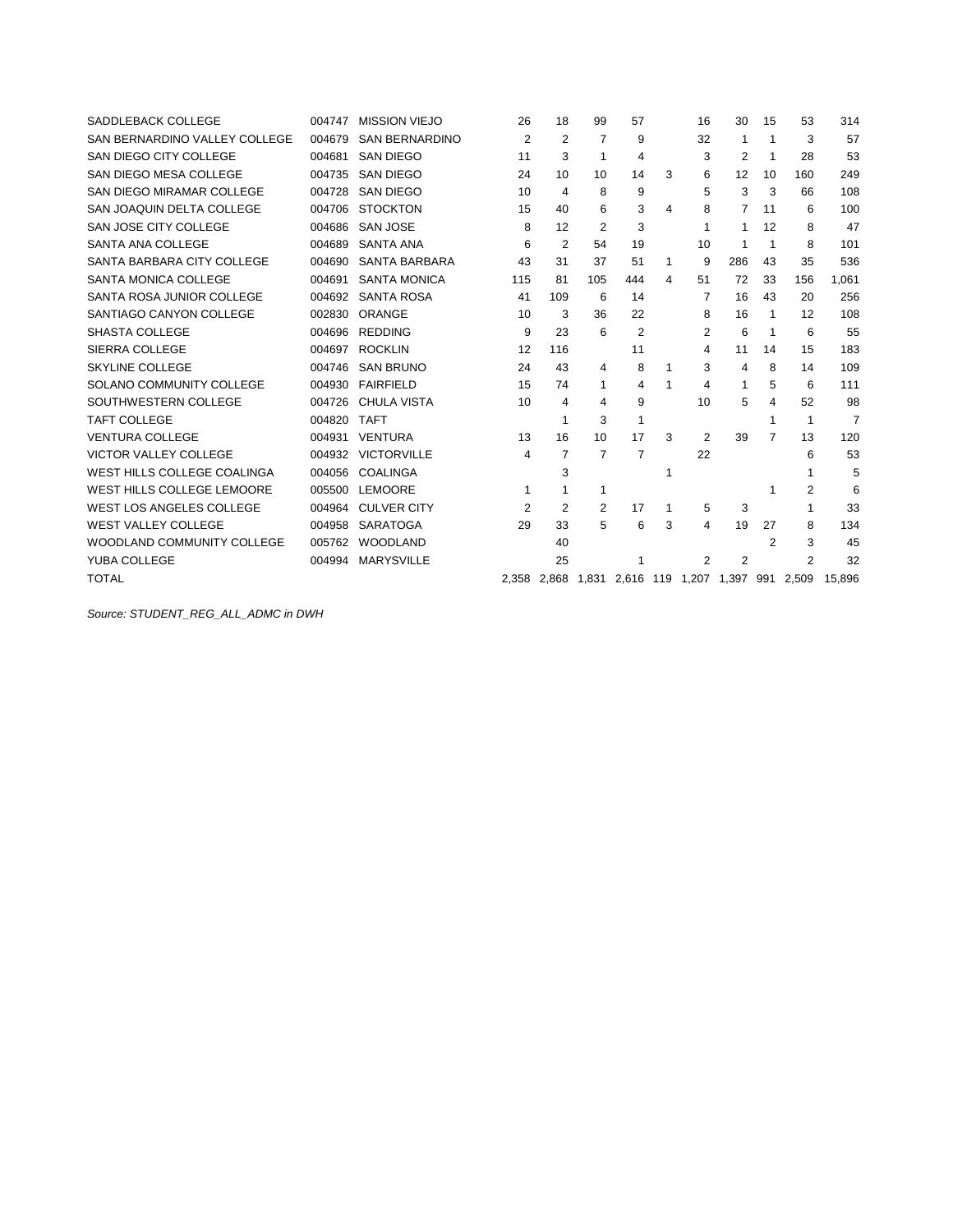| | | | | | | | | | | | | |
|---|---|---|---|---|---|---|---|---|---|---|---|---|
| SADDLEBACK COLLEGE | 004747 | MISSION VIEJO | 26 | 18 | 99 | 57 | | 16 | 30 | 15 | 53 | 314 |
| SAN BERNARDINO VALLEY COLLEGE | 004679 | SAN BERNARDINO | 2 | 2 | 7 | 9 | | 32 | 1 | 1 | 3 | 57 |
| SAN DIEGO CITY COLLEGE | 004681 | SAN DIEGO | 11 | 3 | 1 | 4 | | 3 | 2 | 1 | 28 | 53 |
| SAN DIEGO MESA COLLEGE | 004735 | SAN DIEGO | 24 | 10 | 10 | 14 | 3 | 6 | 12 | 10 | 160 | 249 |
| SAN DIEGO MIRAMAR COLLEGE | 004728 | SAN DIEGO | 10 | 4 | 8 | 9 | | 5 | 3 | 3 | 66 | 108 |
| SAN JOAQUIN DELTA COLLEGE | 004706 | STOCKTON | 15 | 40 | 6 | 3 | 4 | 8 | 7 | 11 | 6 | 100 |
| SAN JOSE CITY COLLEGE | 004686 | SAN JOSE | 8 | 12 | 2 | 3 | | 1 | 1 | 12 | 8 | 47 |
| SANTA ANA COLLEGE | 004689 | SANTA ANA | 6 | 2 | 54 | 19 | | 10 | 1 | 1 | 8 | 101 |
| SANTA BARBARA CITY COLLEGE | 004690 | SANTA BARBARA | 43 | 31 | 37 | 51 | 1 | 9 | 286 | 43 | 35 | 536 |
| SANTA MONICA COLLEGE | 004691 | SANTA MONICA | 115 | 81 | 105 | 444 | 4 | 51 | 72 | 33 | 156 | 1,061 |
| SANTA ROSA JUNIOR COLLEGE | 004692 | SANTA ROSA | 41 | 109 | 6 | 14 | | 7 | 16 | 43 | 20 | 256 |
| SANTIAGO CANYON COLLEGE | 002830 | ORANGE | 10 | 3 | 36 | 22 | | 8 | 16 | 1 | 12 | 108 |
| SHASTA COLLEGE | 004696 | REDDING | 9 | 23 | 6 | 2 | | 2 | 6 | 1 | 6 | 55 |
| SIERRA COLLEGE | 004697 | ROCKLIN | 12 | 116 | | 11 | | 4 | 11 | 14 | 15 | 183 |
| SKYLINE COLLEGE | 004746 | SAN BRUNO | 24 | 43 | 4 | 8 | 1 | 3 | 4 | 8 | 14 | 109 |
| SOLANO COMMUNITY COLLEGE | 004930 | FAIRFIELD | 15 | 74 | 1 | 4 | 1 | 4 | 1 | 5 | 6 | 111 |
| SOUTHWESTERN COLLEGE | 004726 | CHULA VISTA | 10 | 4 | 4 | 9 | | 10 | 5 | 4 | 52 | 98 |
| TAFT COLLEGE | 004820 | TAFT | | 1 | 3 | 1 | | | | 1 | 1 | 7 |
| VENTURA COLLEGE | 004931 | VENTURA | 13 | 16 | 10 | 17 | 3 | 2 | 39 | 7 | 13 | 120 |
| VICTOR VALLEY COLLEGE | 004932 | VICTORVILLE | 4 | 7 | 7 | 7 | | 22 | | | 6 | 53 |
| WEST HILLS COLLEGE COALINGA | 004056 | COALINGA | | 3 | | | 1 | | | | 1 | 5 |
| WEST HILLS COLLEGE LEMOORE | 005500 | LEMOORE | 1 | 1 | 1 | | | | | 1 | 2 | 6 |
| WEST LOS ANGELES COLLEGE | 004964 | CULVER CITY | 2 | 2 | 2 | 17 | 1 | 5 | 3 | | 1 | 33 |
| WEST VALLEY COLLEGE | 004958 | SARATOGA | 29 | 33 | 5 | 6 | 3 | 4 | 19 | 27 | 8 | 134 |
| WOODLAND COMMUNITY COLLEGE | 005762 | WOODLAND | | 40 | | | | | | 2 | 3 | 45 |
| YUBA COLLEGE | 004994 | MARYSVILLE | | 25 | | 1 | | 2 | 2 | | 2 | 32 |
| TOTAL | | | 2,358 | 2,868 | 1,831 | 2,616 | 119 | 1,207 | 1,397 | 991 | 2,509 | 15,896 |

*Source: STUDENT_REG_ALL_ADMC in DWH*